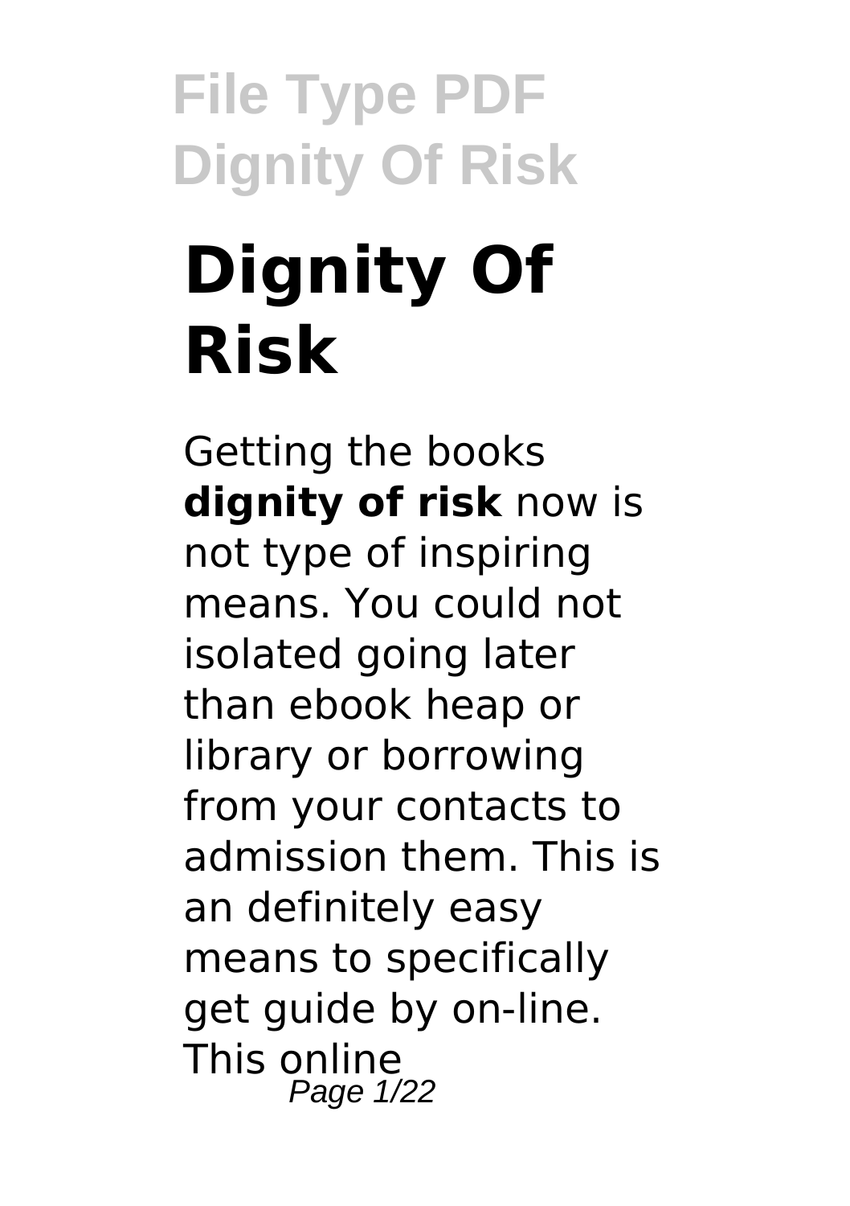# Dignity Of Risk

Getting the books **dignity of risk** now is not type of inspiring means. You could not isolated going later than ebook heap or library or borrowing from your contacts to admission them. This is an definitely easy means to specifically get guide by on-line. This online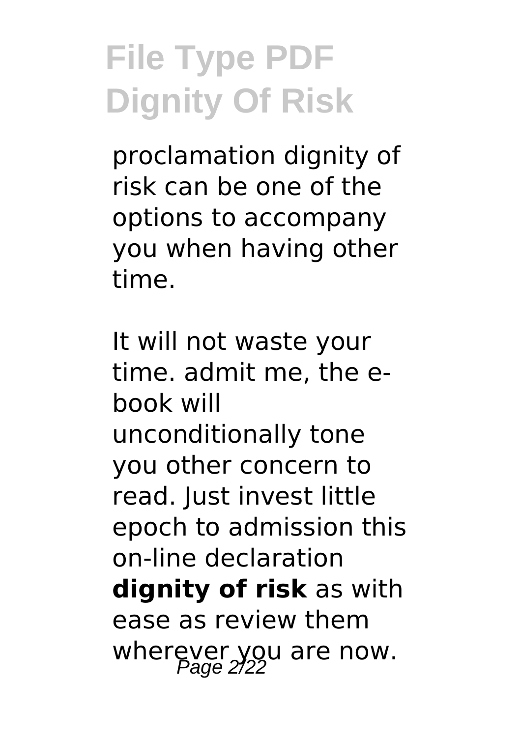proclamation dignity of risk can be one of the options to accompany you when having other time.

It will not waste your time. admit me, the e-book will unconditionally tone you other concern to read. Just invest little epoch to admission this on-line declaration **dignity of risk** as with ease as review them wherever you are now.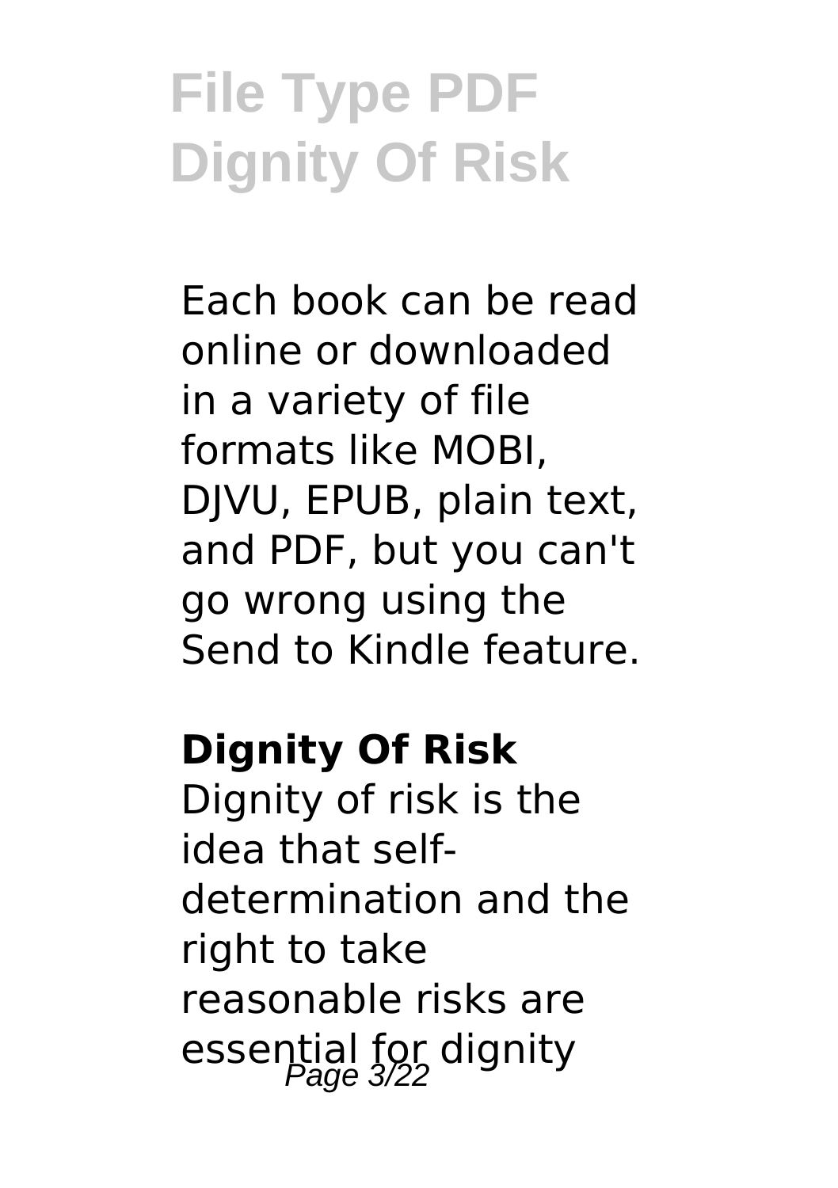Each book can be read online or downloaded in a variety of file formats like MOBI, DJVU, EPUB, plain text, and PDF, but you can't go wrong using the Send to Kindle feature.

**Dignity Of Risk**

Dignity of risk is the idea that self-determination and the right to take reasonable risks are essential for dignity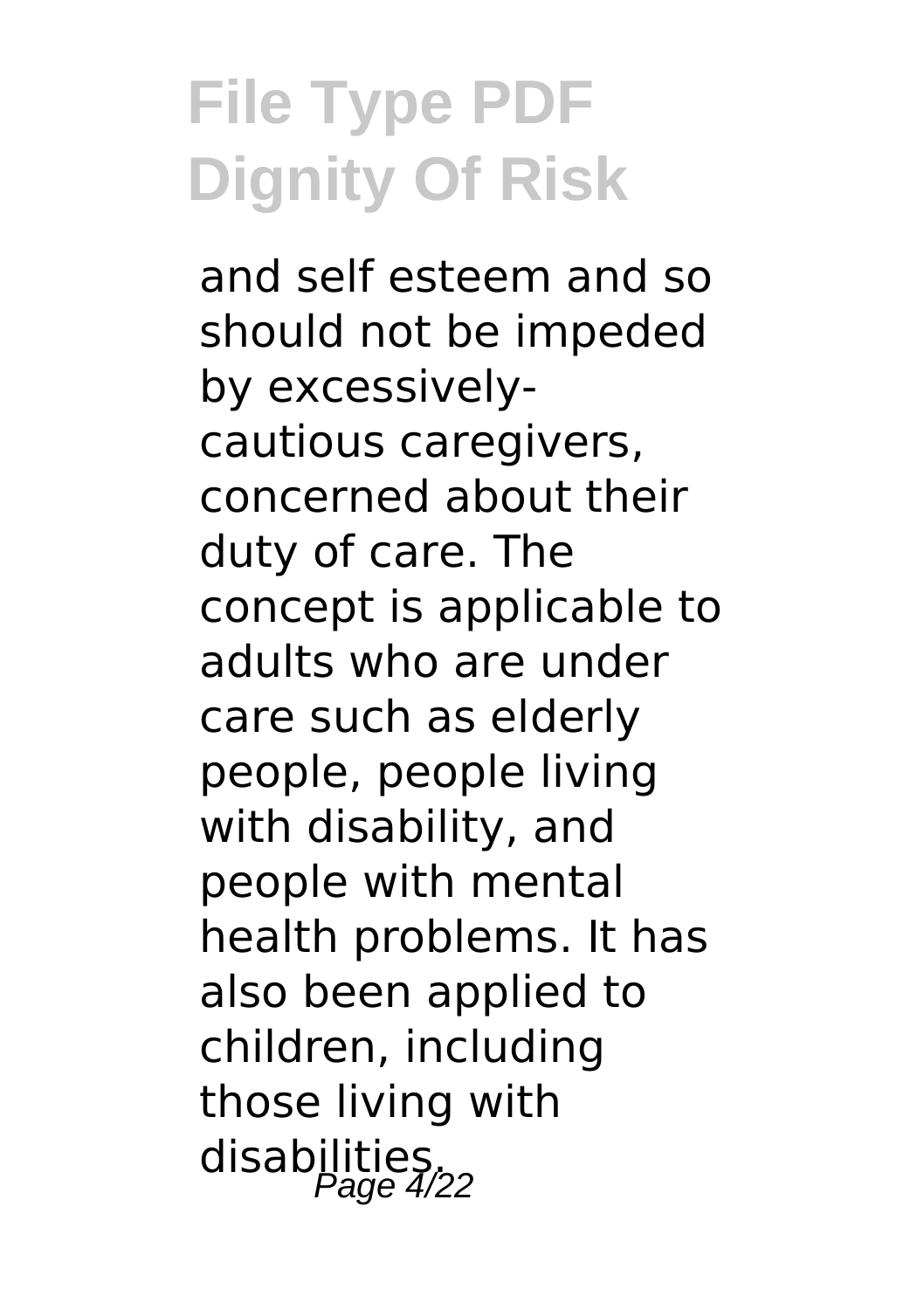and self esteem and so should not be impeded by excessively-cautious caregivers, concerned about their duty of care. The concept is applicable to adults who are under care such as elderly people, people living with disability, and people with mental health problems. It has also been applied to children, including those living with disabilities.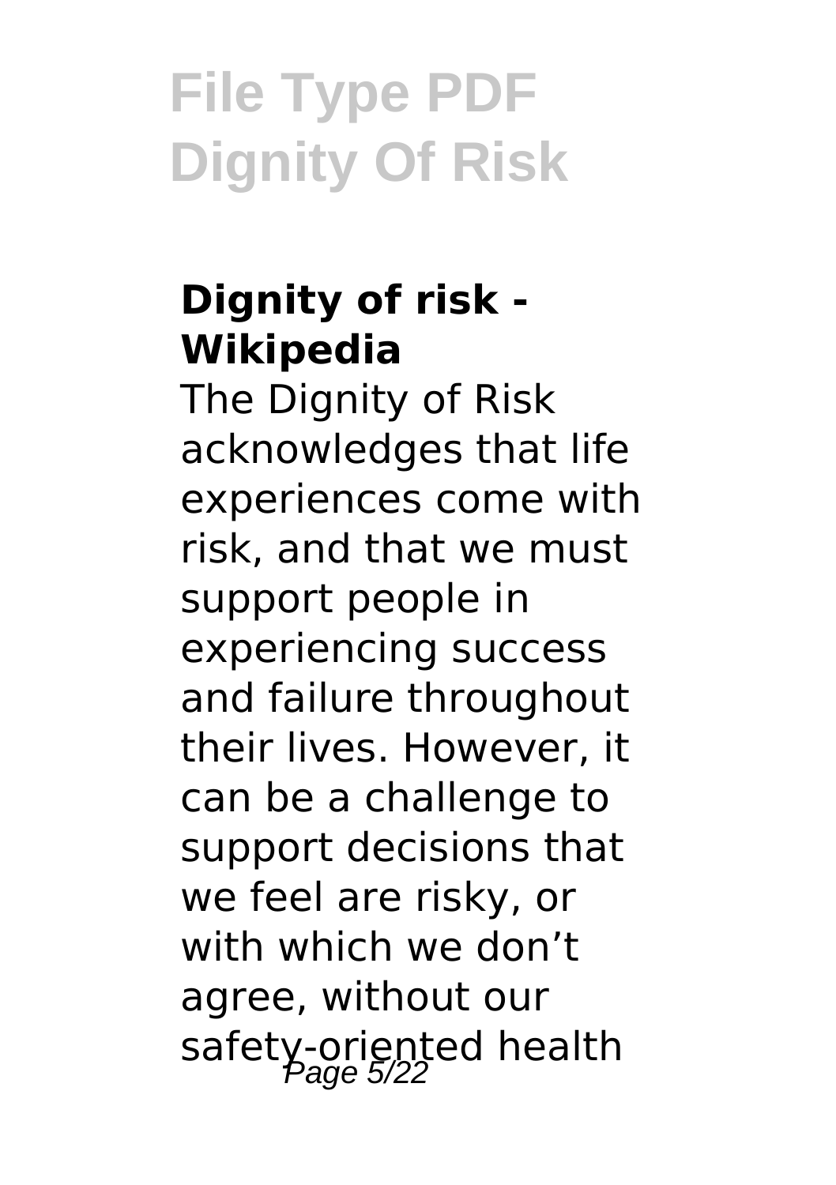### Dignity of risk - Wikipedia

The Dignity of Risk acknowledges that life experiences come with risk, and that we must support people in experiencing success and failure throughout their lives. However, it can be a challenge to support decisions that we feel are risky, or with which we don't agree, without our safety-oriented health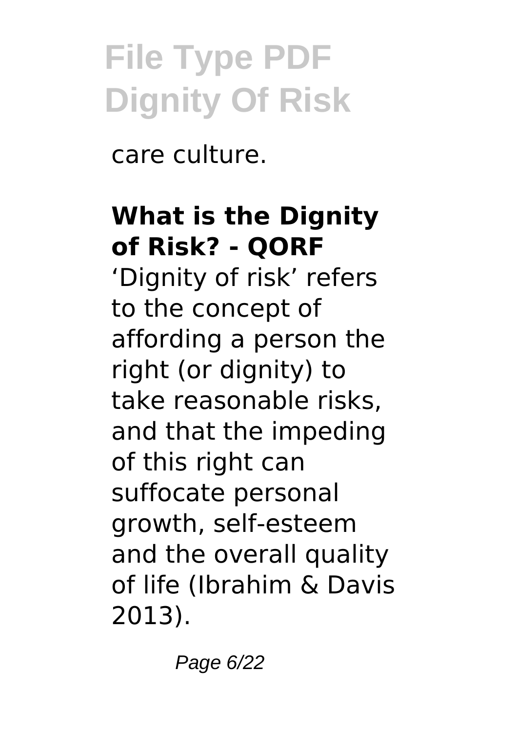care culture.

**What is the Dignity of Risk? - QORF**

'Dignity of risk' refers to the concept of affording a person the right (or dignity) to take reasonable risks, and that the impeding of this right can suffocate personal growth, self-esteem and the overall quality of life (Ibrahim & Davis 2013).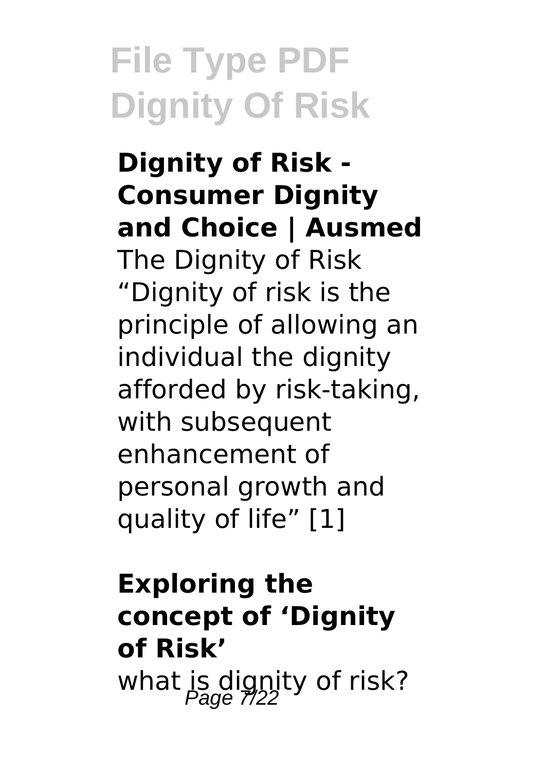**Dignity of Risk - Consumer Dignity and Choice | Ausmed**

The Dignity of Risk "Dignity of risk is the principle of allowing an individual the dignity afforded by risk-taking, with subsequent enhancement of personal growth and quality of life" [1]

**Exploring the concept of 'Dignity of Risk'**

what is dignity of risk?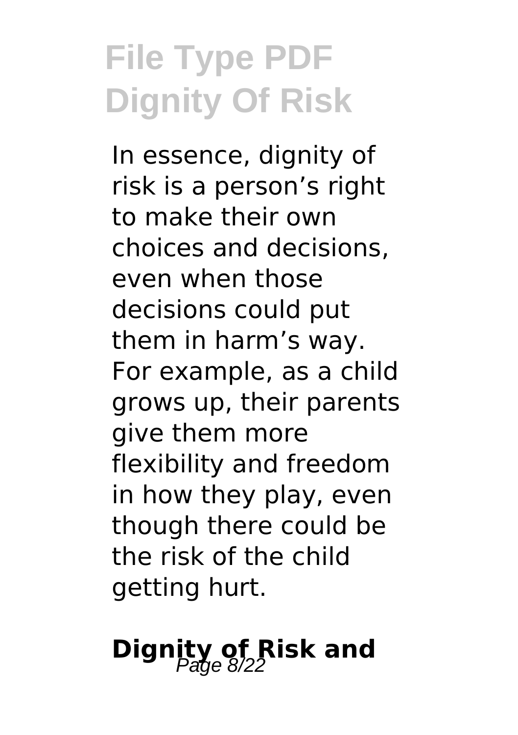# File Type PDF Dignity Of Risk

In essence, dignity of risk is a person's right to make their own choices and decisions, even when those decisions could put them in harm's way. For example, as a child grows up, their parents give them more flexibility and freedom in how they play, even though there could be the risk of the child getting hurt.

## Dignity of Risk and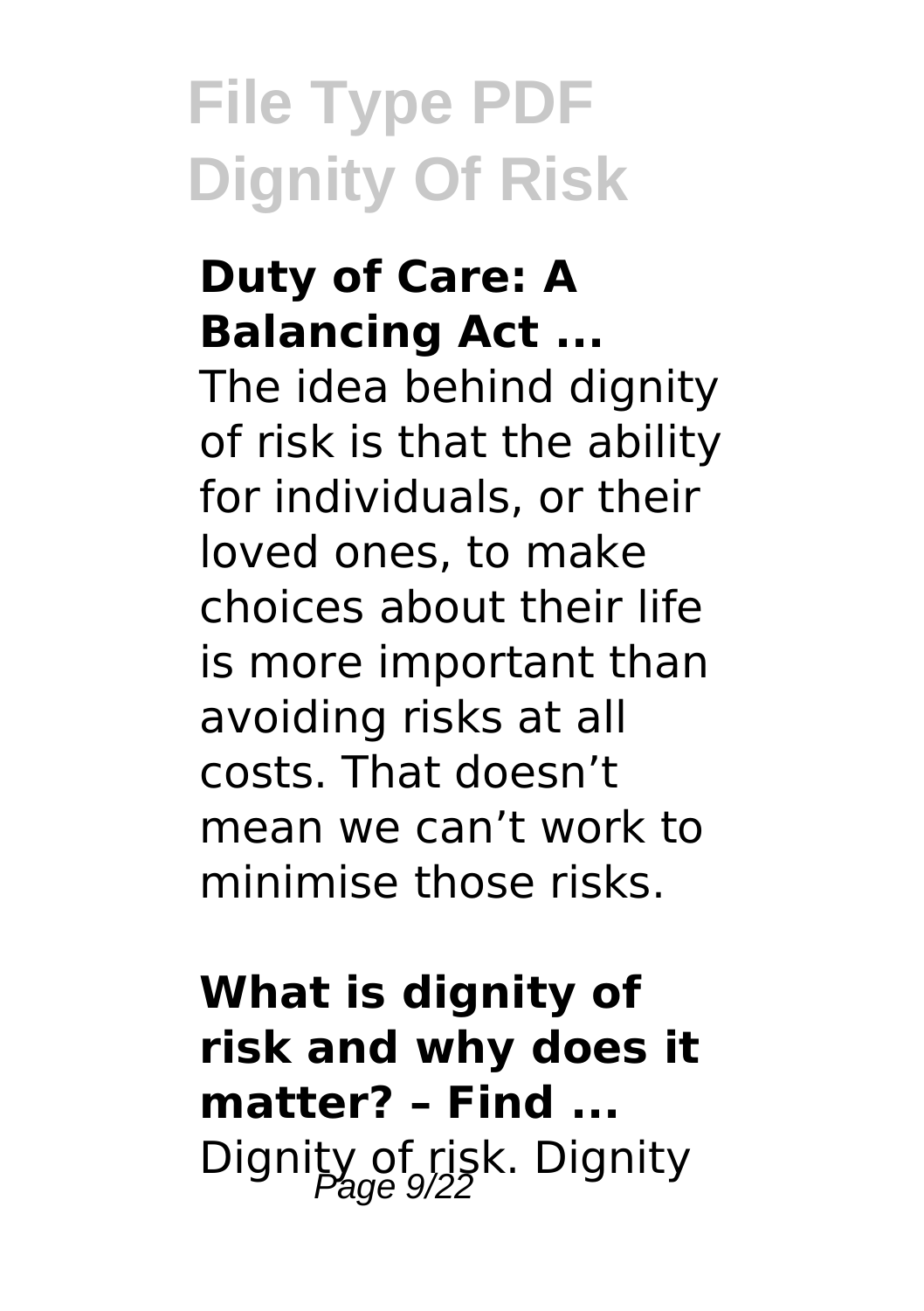### Duty of Care: A Balancing Act ...

The idea behind dignity of risk is that the ability for individuals, or their loved ones, to make choices about their life is more important than avoiding risks at all costs. That doesn't mean we can't work to minimise those risks.

### What is dignity of risk and why does it matter? – Find ...

Dignity of risk. Dignity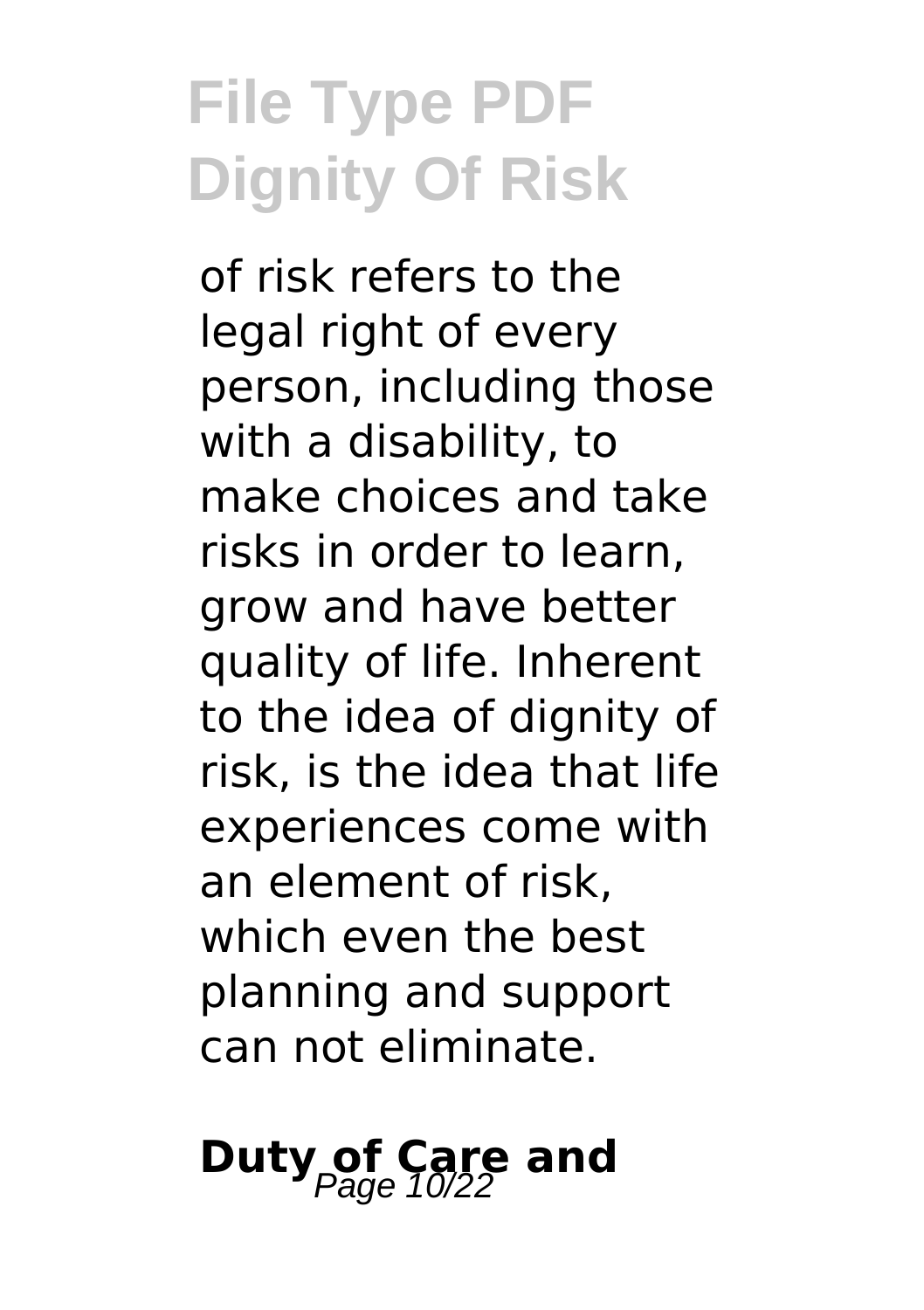of risk refers to the legal right of every person, including those with a disability, to make choices and take risks in order to learn, grow and have better quality of life. Inherent to the idea of dignity of risk, is the idea that life experiences come with an element of risk, which even the best planning and support can not eliminate.

## Duty of Care and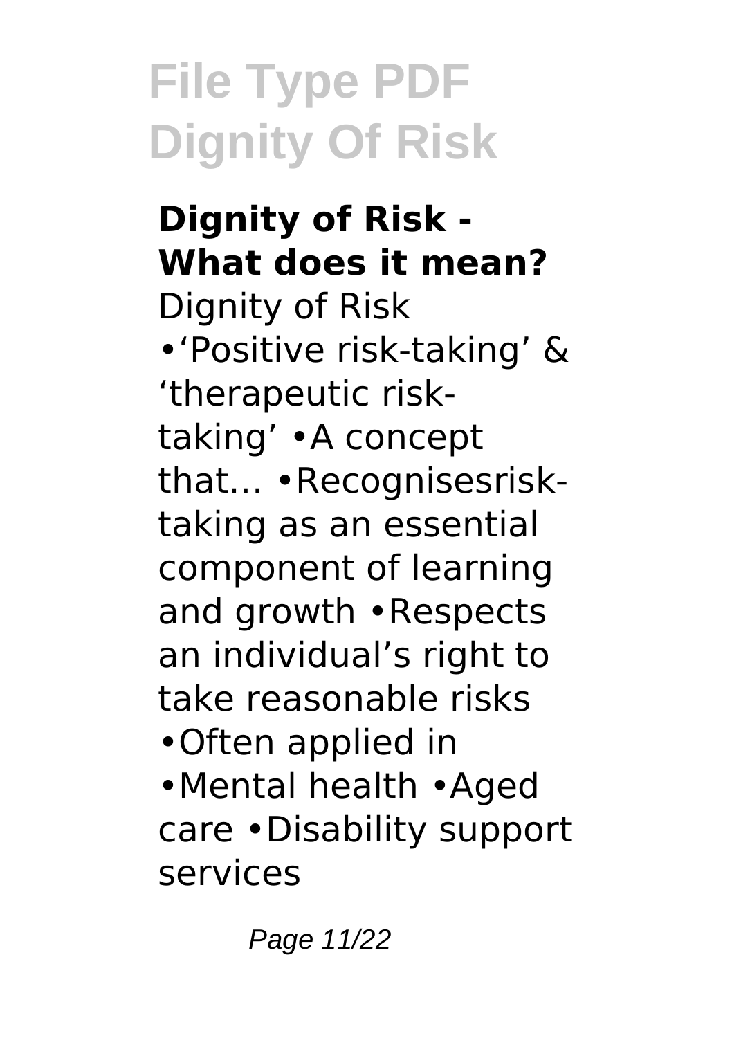## Dignity of Risk - What does it mean?

Dignity of Risk •'Positive risk-taking' & 'therapeutic risk-taking' •A concept that… •Recognisesrisk-taking as an essential component of learning and growth •Respects an individual's right to take reasonable risks •Often applied in •Mental health •Aged care •Disability support services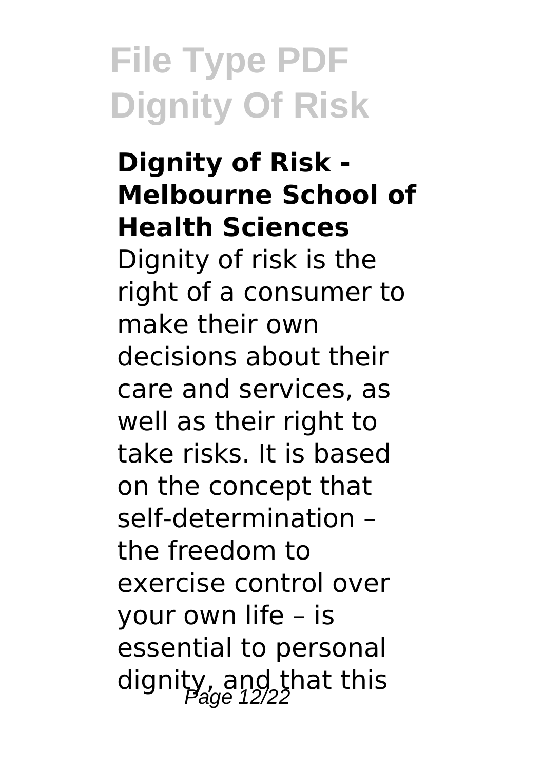**Dignity of Risk - Melbourne School of Health Sciences**

Dignity of risk is the right of a consumer to make their own decisions about their care and services, as well as their right to take risks. It is based on the concept that self-determination – the freedom to exercise control over your own life – is essential to personal dignity, and that this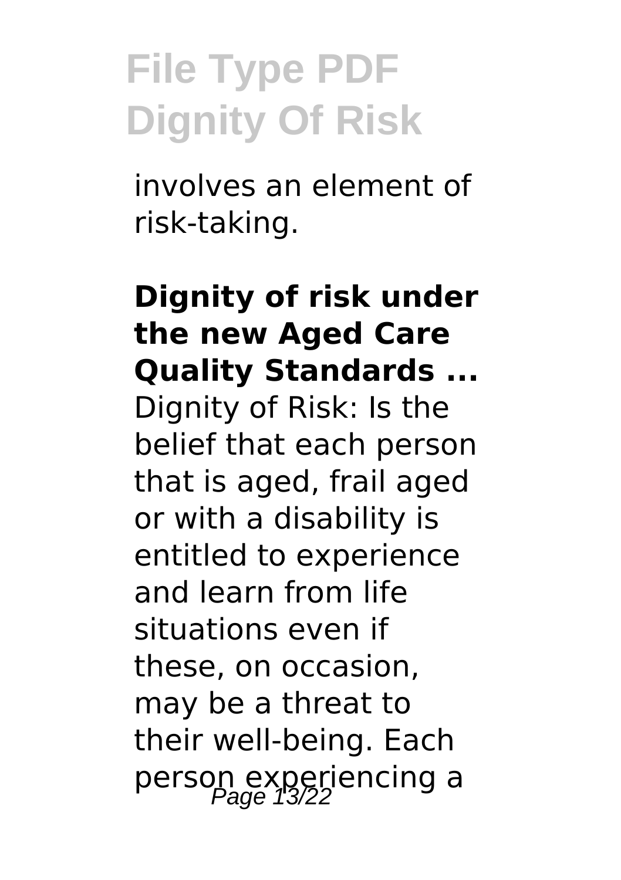involves an element of risk-taking.

**Dignity of risk under the new Aged Care Quality Standards ...**

Dignity of Risk: Is the belief that each person that is aged, frail aged or with a disability is entitled to experience and learn from life situations even if these, on occasion, may be a threat to their well-being. Each person experiencing a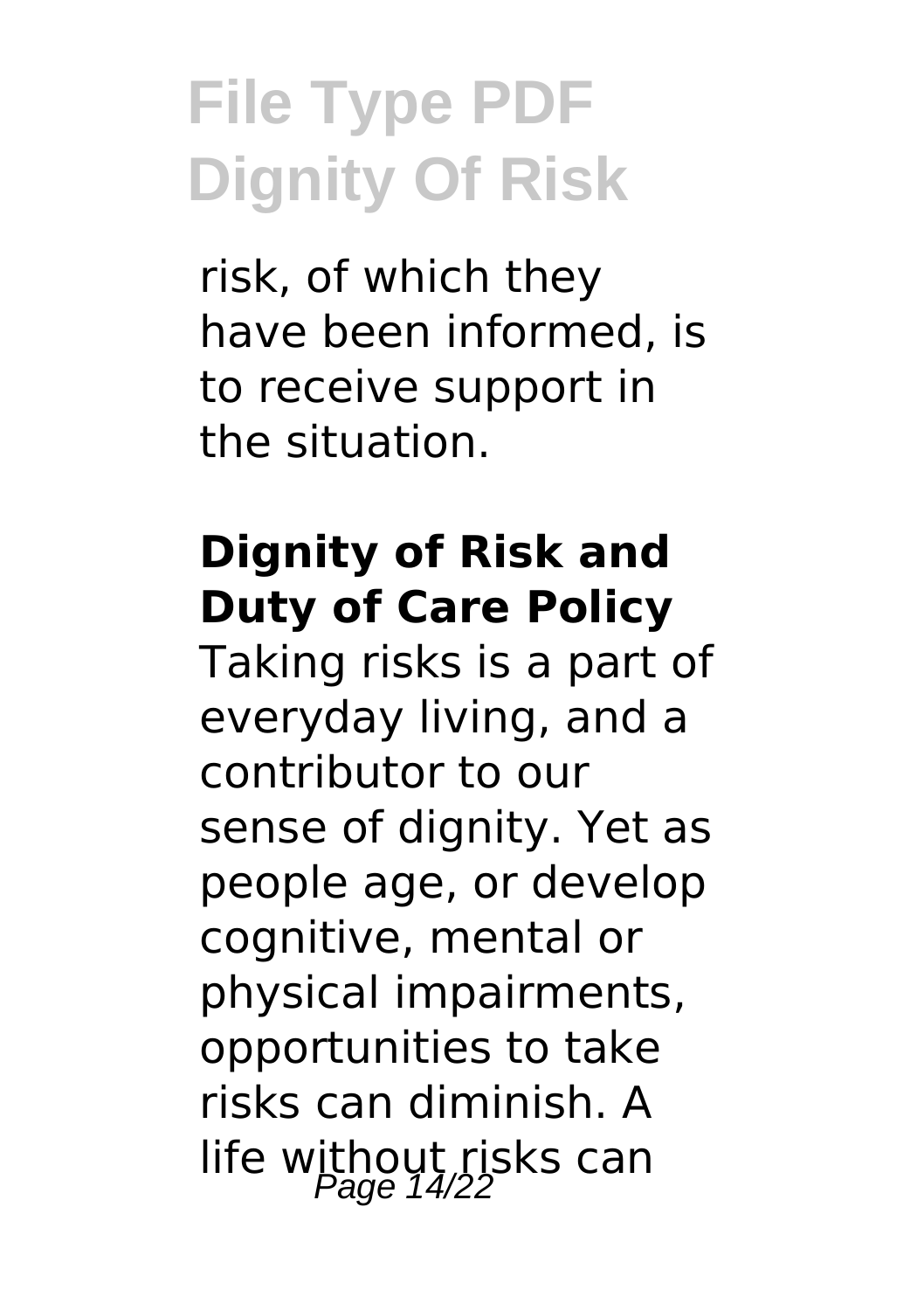risk, of which they have been informed, is to receive support in the situation.

## Dignity of Risk and Duty of Care Policy

Taking risks is a part of everyday living, and a contributor to our sense of dignity. Yet as people age, or develop cognitive, mental or physical impairments, opportunities to take risks can diminish. A life without risks can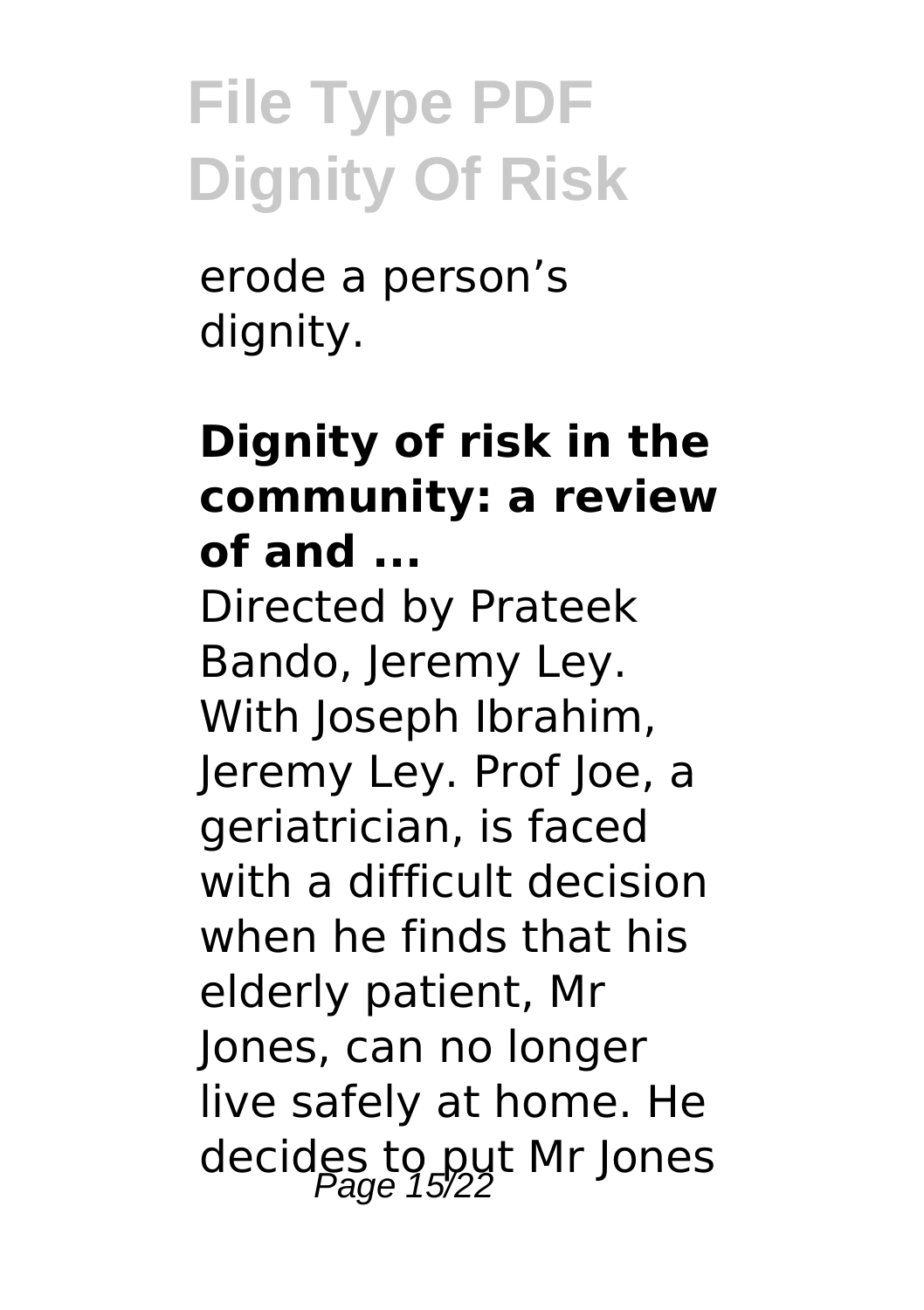erode a person's dignity.

**Dignity of risk in the community: a review of and ...**

Directed by Prateek Bando, Jeremy Ley. With Joseph Ibrahim, Jeremy Ley. Prof Joe, a geriatrician, is faced with a difficult decision when he finds that his elderly patient, Mr Jones, can no longer live safely at home. He decides to put Mr Jones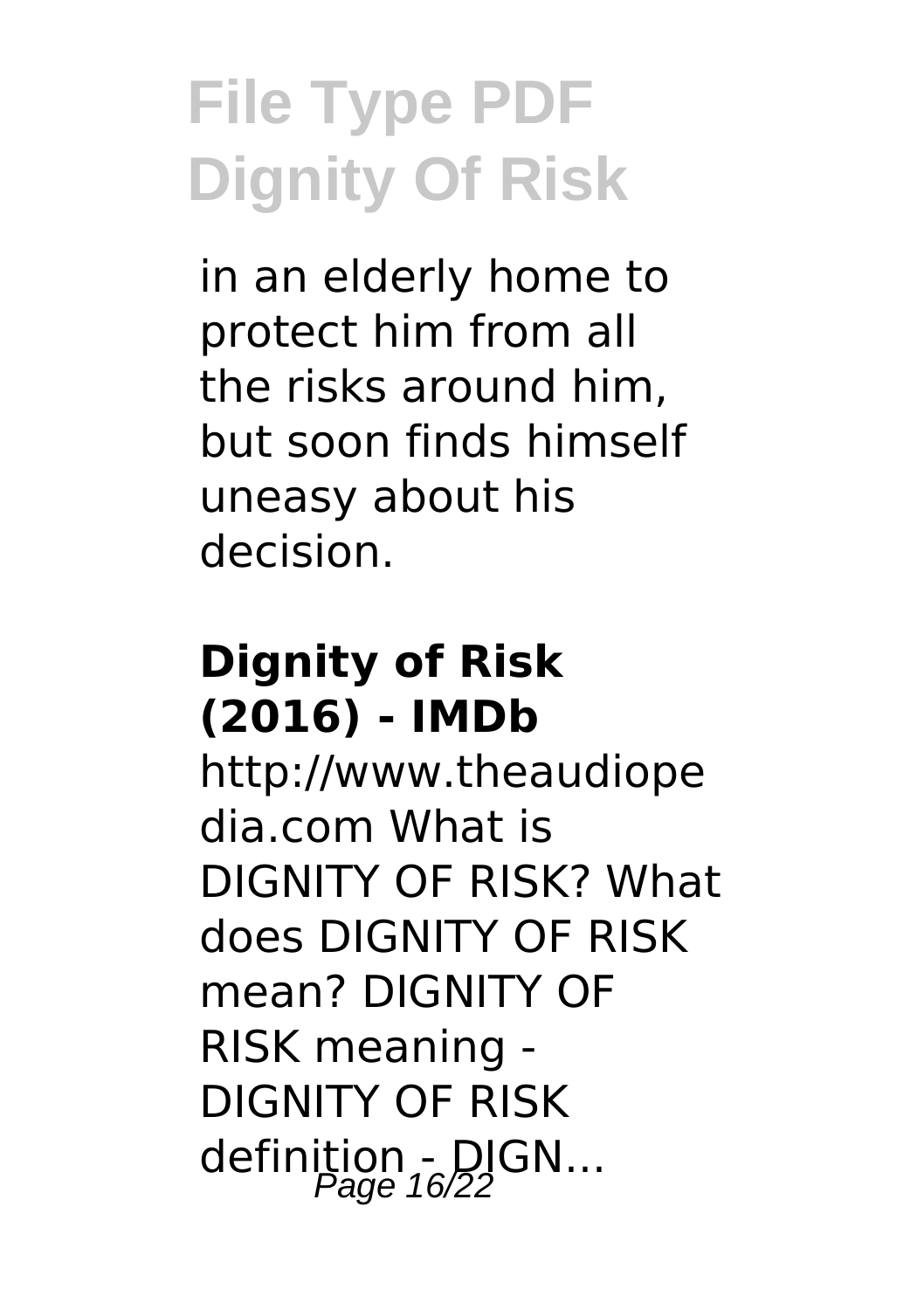in an elderly home to protect him from all the risks around him, but soon finds himself uneasy about his decision.

### Dignity of Risk (2016) - IMDb

http://www.theaudiopedia.com What is DIGNITY OF RISK? What does DIGNITY OF RISK mean? DIGNITY OF RISK meaning - DIGNITY OF RISK definition - DIGN...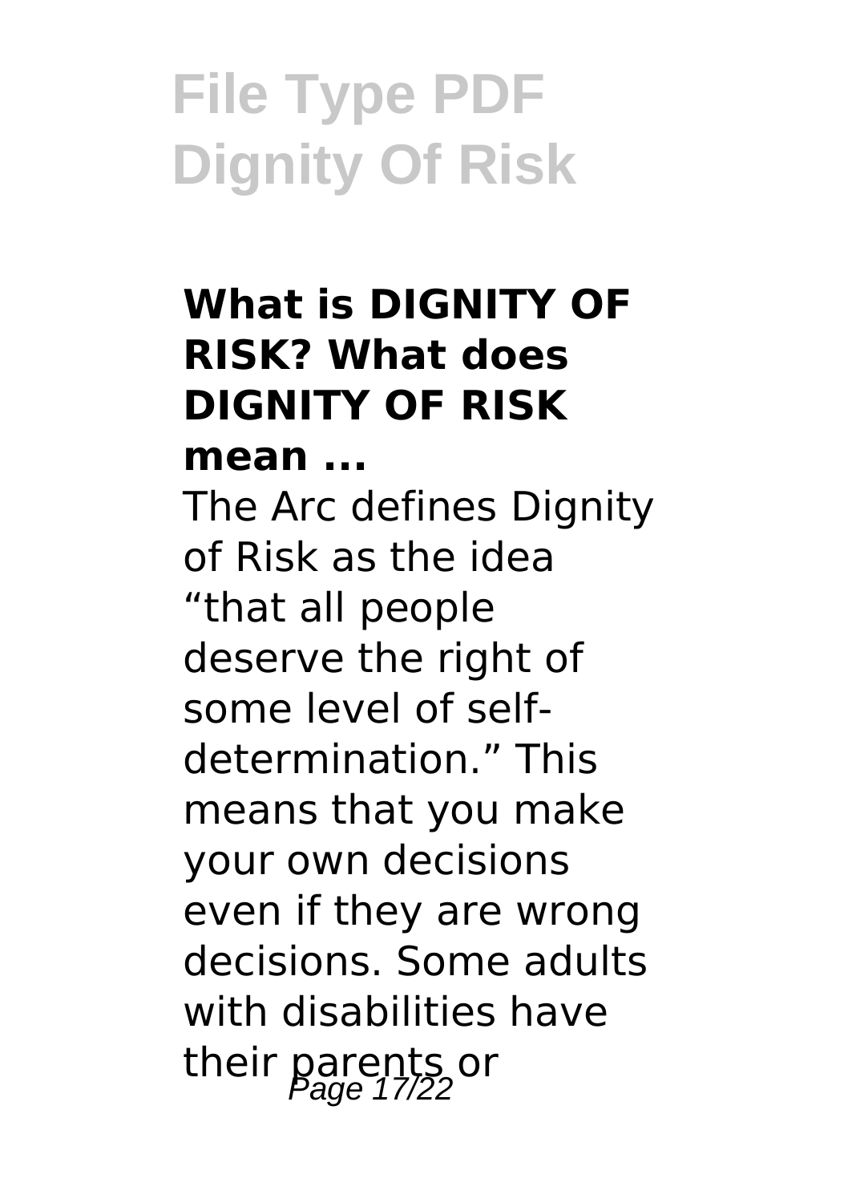# File Type PDF Dignity Of Risk

### What is DIGNITY OF RISK? What does DIGNITY OF RISK mean ...

The Arc defines Dignity of Risk as the idea "that all people deserve the right of some level of self-determination." This means that you make your own decisions even if they are wrong decisions. Some adults with disabilities have their parents or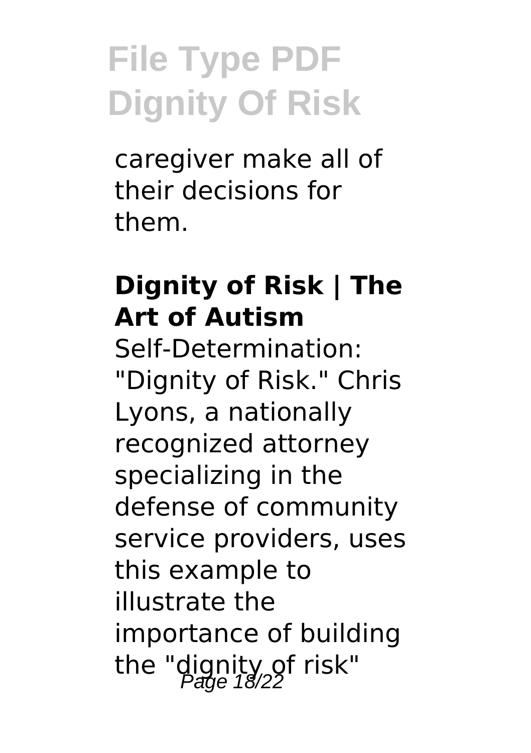caregiver make all of their decisions for them.

### Dignity of Risk | The Art of Autism

Self-Determination: "Dignity of Risk." Chris Lyons, a nationally recognized attorney specializing in the defense of community service providers, uses this example to illustrate the importance of building the "dignity of risk"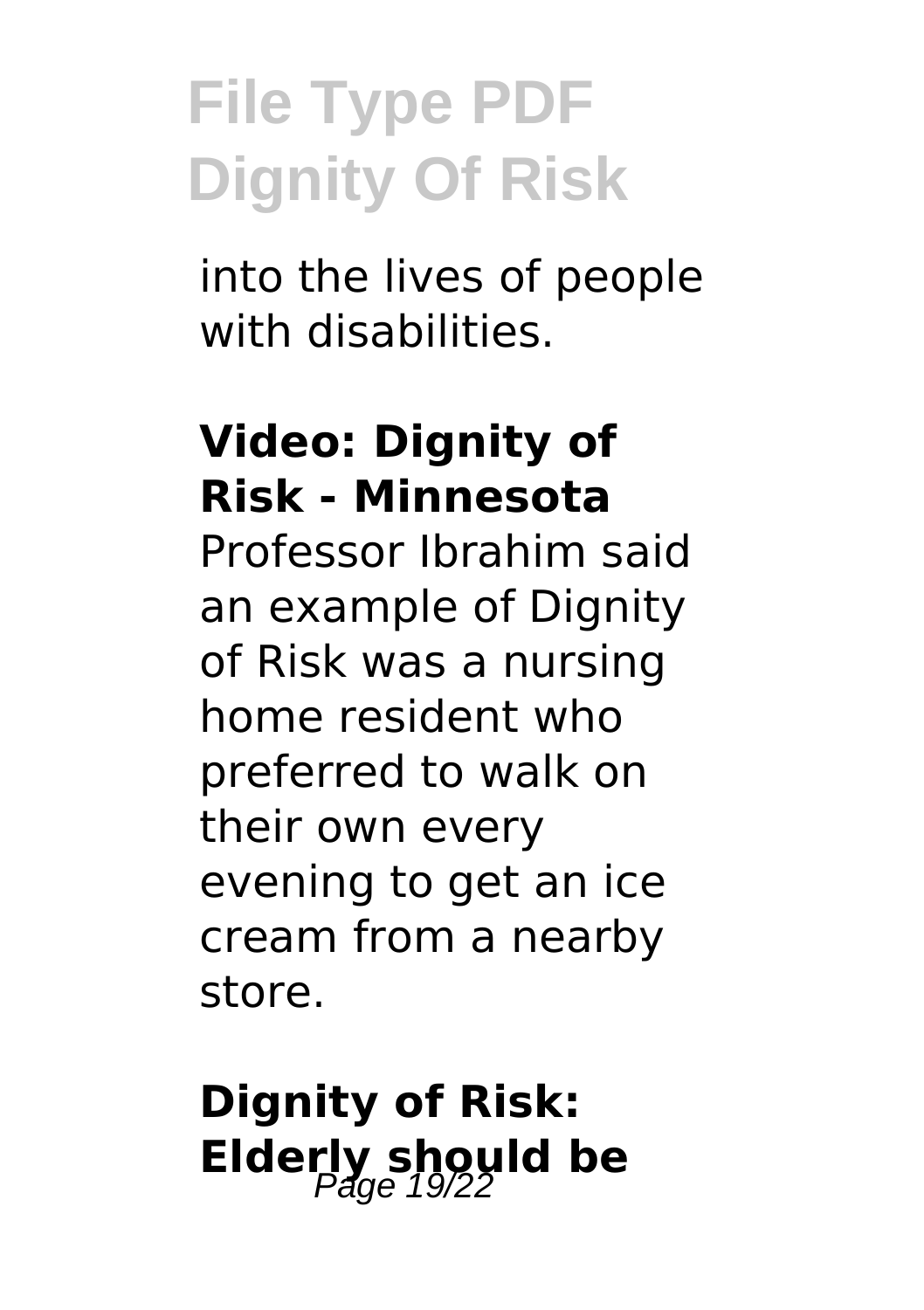into the lives of people with disabilities.

**Video: Dignity of Risk - Minnesota**

Professor Ibrahim said an example of Dignity of Risk was a nursing home resident who preferred to walk on their own every evening to get an ice cream from a nearby store.

**Dignity of Risk: Elderly should be**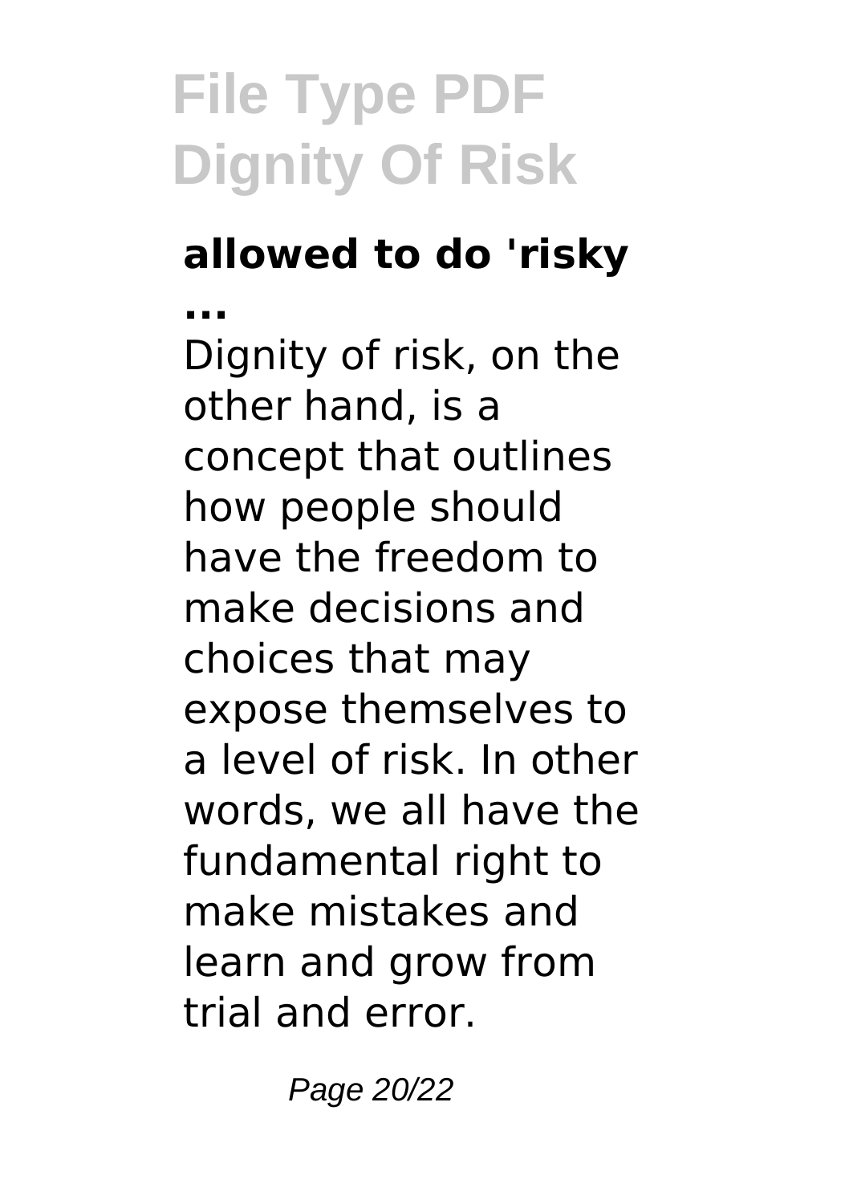**allowed to do 'risky ...**

Dignity of risk, on the other hand, is a concept that outlines how people should have the freedom to make decisions and choices that may expose themselves to a level of risk. In other words, we all have the fundamental right to make mistakes and learn and grow from trial and error.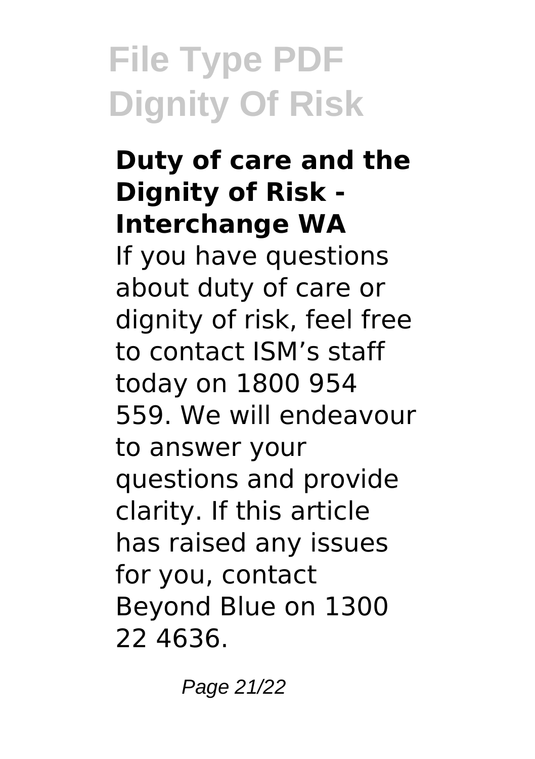**Duty of care and the Dignity of Risk - Interchange WA**

If you have questions about duty of care or dignity of risk, feel free to contact ISM's staff today on 1800 954 559. We will endeavour to answer your questions and provide clarity. If this article has raised any issues for you, contact Beyond Blue on 1300 22 4636.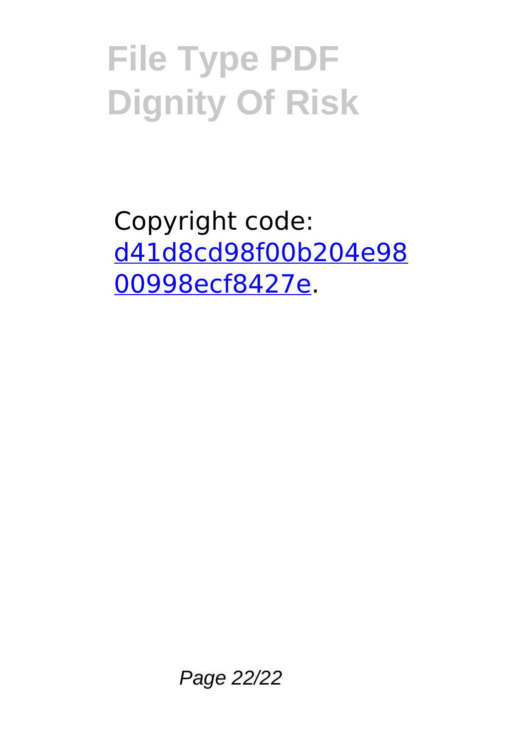Copyright code: [d41d8cd98f00b204e9800998ecf8427e](d41d8cd98f00b204e9800998ecf8427e).